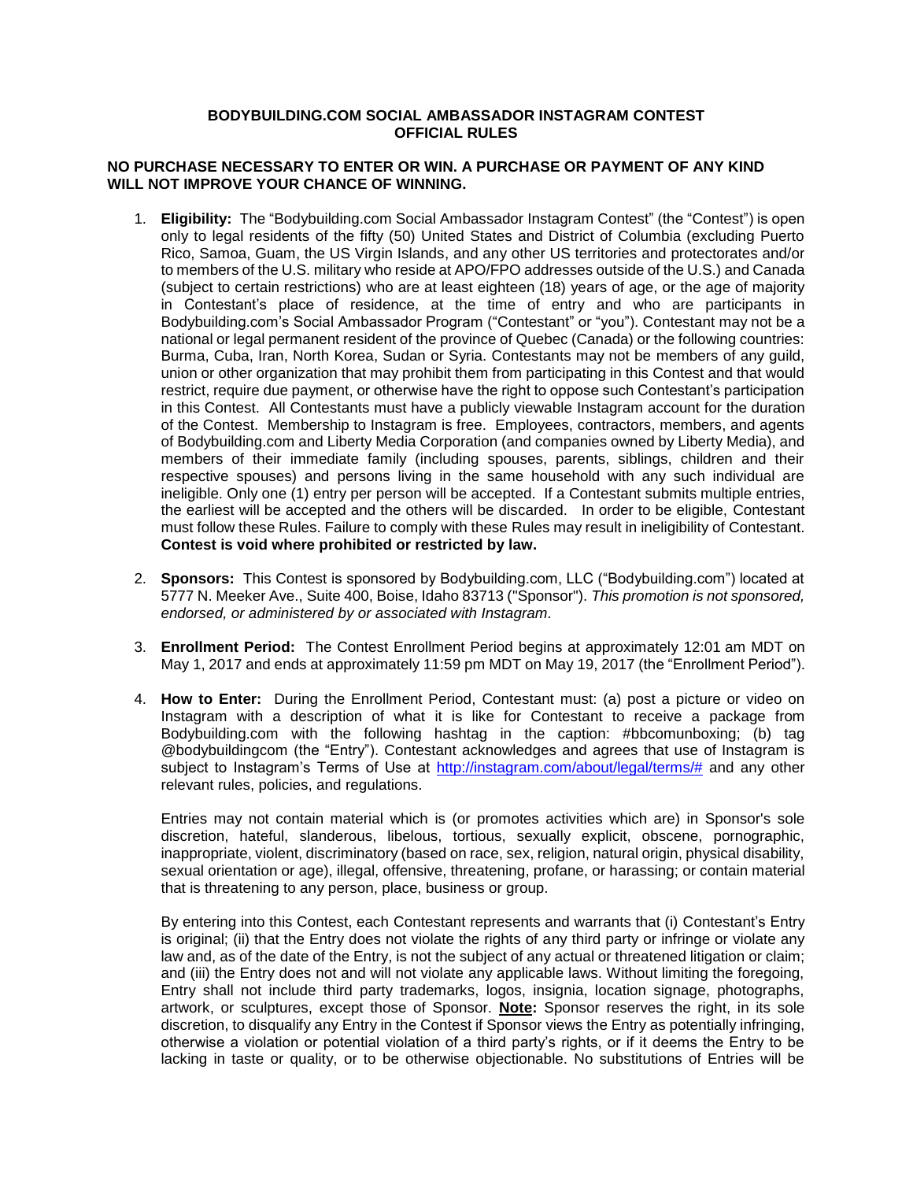**BODYBUILDING.COM SOCIAL AMBASSADOR INSTAGRAM CONTEST**
**OFFICIAL RULES**

**NO PURCHASE NECESSARY TO ENTER OR WIN. A PURCHASE OR PAYMENT OF ANY KIND WILL NOT IMPROVE YOUR CHANCE OF WINNING.**

1. **Eligibility:** The "Bodybuilding.com Social Ambassador Instagram Contest" (the "Contest") is open only to legal residents of the fifty (50) United States and District of Columbia (excluding Puerto Rico, Samoa, Guam, the US Virgin Islands, and any other US territories and protectorates and/or to members of the U.S. military who reside at APO/FPO addresses outside of the U.S.) and Canada (subject to certain restrictions) who are at least eighteen (18) years of age, or the age of majority in Contestant's place of residence, at the time of entry and who are participants in Bodybuilding.com's Social Ambassador Program ("Contestant" or "you"). Contestant may not be a national or legal permanent resident of the province of Quebec (Canada) or the following countries: Burma, Cuba, Iran, North Korea, Sudan or Syria. Contestants may not be members of any guild, union or other organization that may prohibit them from participating in this Contest and that would restrict, require due payment, or otherwise have the right to oppose such Contestant's participation in this Contest. All Contestants must have a publicly viewable Instagram account for the duration of the Contest. Membership to Instagram is free. Employees, contractors, members, and agents of Bodybuilding.com and Liberty Media Corporation (and companies owned by Liberty Media), and members of their immediate family (including spouses, parents, siblings, children and their respective spouses) and persons living in the same household with any such individual are ineligible. Only one (1) entry per person will be accepted. If a Contestant submits multiple entries, the earliest will be accepted and the others will be discarded. In order to be eligible, Contestant must follow these Rules. Failure to comply with these Rules may result in ineligibility of Contestant. **Contest is void where prohibited or restricted by law.**

2. **Sponsors:** This Contest is sponsored by Bodybuilding.com, LLC ("Bodybuilding.com") located at 5777 N. Meeker Ave., Suite 400, Boise, Idaho 83713 ("Sponsor"). *This promotion is not sponsored, endorsed, or administered by or associated with Instagram.*

3. **Enrollment Period:** The Contest Enrollment Period begins at approximately 12:01 am MDT on May 1, 2017 and ends at approximately 11:59 pm MDT on May 19, 2017 (the "Enrollment Period").

4. **How to Enter:** During the Enrollment Period, Contestant must: (a) post a picture or video on Instagram with a description of what it is like for Contestant to receive a package from Bodybuilding.com with the following hashtag in the caption: #bbcomunboxing; (b) tag @bodybuildingcom (the "Entry"). Contestant acknowledges and agrees that use of Instagram is subject to Instagram's Terms of Use at http://instagram.com/about/legal/terms/# and any other relevant rules, policies, and regulations.

   Entries may not contain material which is (or promotes activities which are) in Sponsor's sole discretion, hateful, slanderous, libelous, tortious, sexually explicit, obscene, pornographic, inappropriate, violent, discriminatory (based on race, sex, religion, natural origin, physical disability, sexual orientation or age), illegal, offensive, threatening, profane, or harassing; or contain material that is threatening to any person, place, business or group.

   By entering into this Contest, each Contestant represents and warrants that (i) Contestant's Entry is original; (ii) that the Entry does not violate the rights of any third party or infringe or violate any law and, as of the date of the Entry, is not the subject of any actual or threatened litigation or claim; and (iii) the Entry does not and will not violate any applicable laws. Without limiting the foregoing, Entry shall not include third party trademarks, logos, insignia, location signage, photographs, artwork, or sculptures, except those of Sponsor. **Note:** Sponsor reserves the right, in its sole discretion, to disqualify any Entry in the Contest if Sponsor views the Entry as potentially infringing, otherwise a violation or potential violation of a third party's rights, or if it deems the Entry to be lacking in taste or quality, or to be otherwise objectionable. No substitutions of Entries will be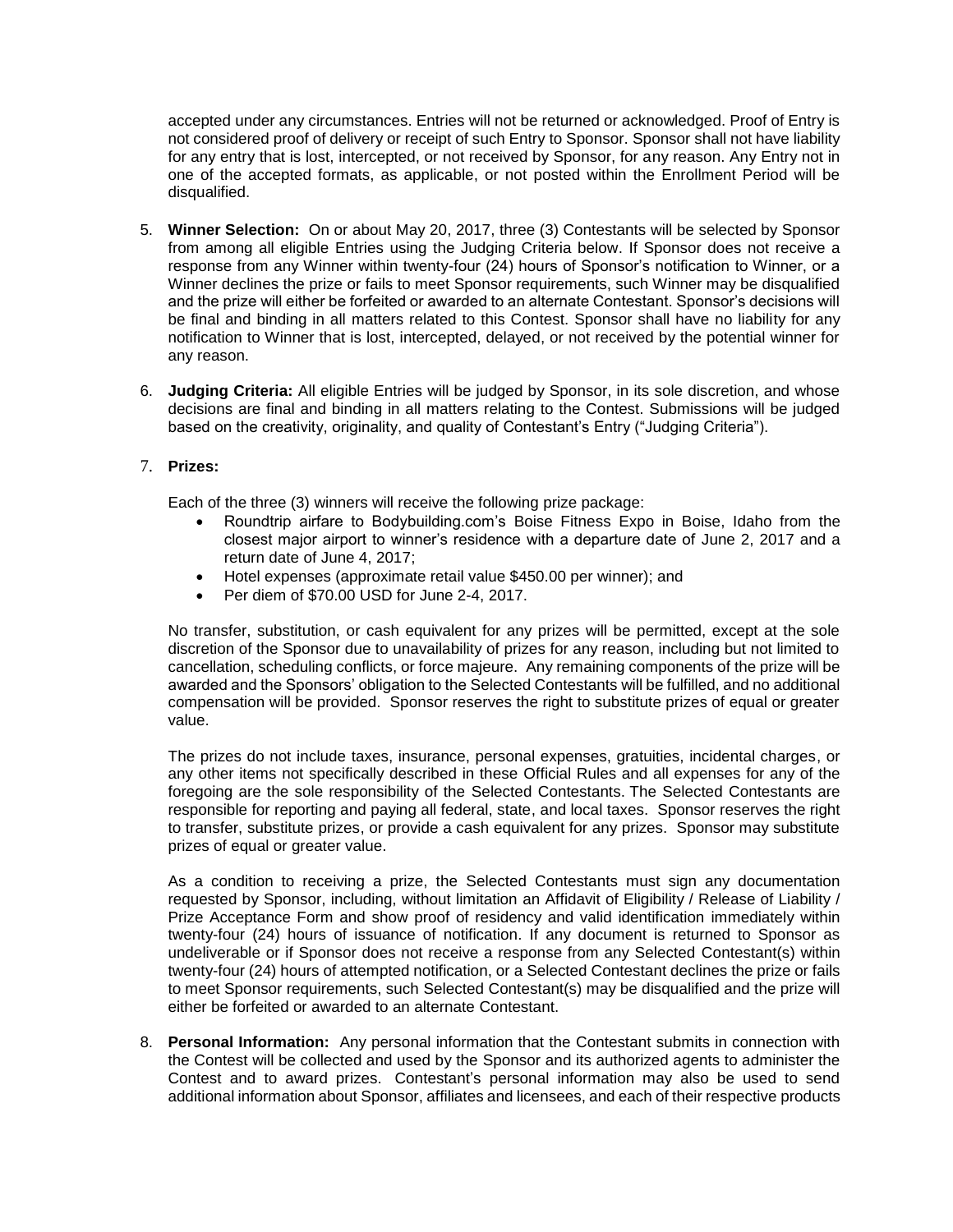accepted under any circumstances. Entries will not be returned or acknowledged. Proof of Entry is not considered proof of delivery or receipt of such Entry to Sponsor. Sponsor shall not have liability for any entry that is lost, intercepted, or not received by Sponsor, for any reason. Any Entry not in one of the accepted formats, as applicable, or not posted within the Enrollment Period will be disqualified.

5. **Winner Selection:** On or about May 20, 2017, three (3) Contestants will be selected by Sponsor from among all eligible Entries using the Judging Criteria below. If Sponsor does not receive a response from any Winner within twenty-four (24) hours of Sponsor's notification to Winner, or a Winner declines the prize or fails to meet Sponsor requirements, such Winner may be disqualified and the prize will either be forfeited or awarded to an alternate Contestant. Sponsor's decisions will be final and binding in all matters related to this Contest. Sponsor shall have no liability for any notification to Winner that is lost, intercepted, delayed, or not received by the potential winner for any reason.

6. **Judging Criteria:** All eligible Entries will be judged by Sponsor, in its sole discretion, and whose decisions are final and binding in all matters relating to the Contest. Submissions will be judged based on the creativity, originality, and quality of Contestant's Entry ("Judging Criteria").

7. **Prizes:**

   Each of the three (3) winners will receive the following prize package:

   - Roundtrip airfare to Bodybuilding.com's Boise Fitness Expo in Boise, Idaho from the closest major airport to winner's residence with a departure date of June 2, 2017 and a return date of June 4, 2017;
   - Hotel expenses (approximate retail value $450.00 per winner); and
   - Per diem of $70.00 USD for June 2-4, 2017.

   No transfer, substitution, or cash equivalent for any prizes will be permitted, except at the sole discretion of the Sponsor due to unavailability of prizes for any reason, including but not limited to cancellation, scheduling conflicts, or force majeure. Any remaining components of the prize will be awarded and the Sponsors' obligation to the Selected Contestants will be fulfilled, and no additional compensation will be provided. Sponsor reserves the right to substitute prizes of equal or greater value.

   The prizes do not include taxes, insurance, personal expenses, gratuities, incidental charges, or any other items not specifically described in these Official Rules and all expenses for any of the foregoing are the sole responsibility of the Selected Contestants. The Selected Contestants are responsible for reporting and paying all federal, state, and local taxes. Sponsor reserves the right to transfer, substitute prizes, or provide a cash equivalent for any prizes. Sponsor may substitute prizes of equal or greater value.

   As a condition to receiving a prize, the Selected Contestants must sign any documentation requested by Sponsor, including, without limitation an Affidavit of Eligibility / Release of Liability / Prize Acceptance Form and show proof of residency and valid identification immediately within twenty-four (24) hours of issuance of notification. If any document is returned to Sponsor as undeliverable or if Sponsor does not receive a response from any Selected Contestant(s) within twenty-four (24) hours of attempted notification, or a Selected Contestant declines the prize or fails to meet Sponsor requirements, such Selected Contestant(s) may be disqualified and the prize will either be forfeited or awarded to an alternate Contestant.

8. **Personal Information:** Any personal information that the Contestant submits in connection with the Contest will be collected and used by the Sponsor and its authorized agents to administer the Contest and to award prizes. Contestant's personal information may also be used to send additional information about Sponsor, affiliates and licensees, and each of their respective products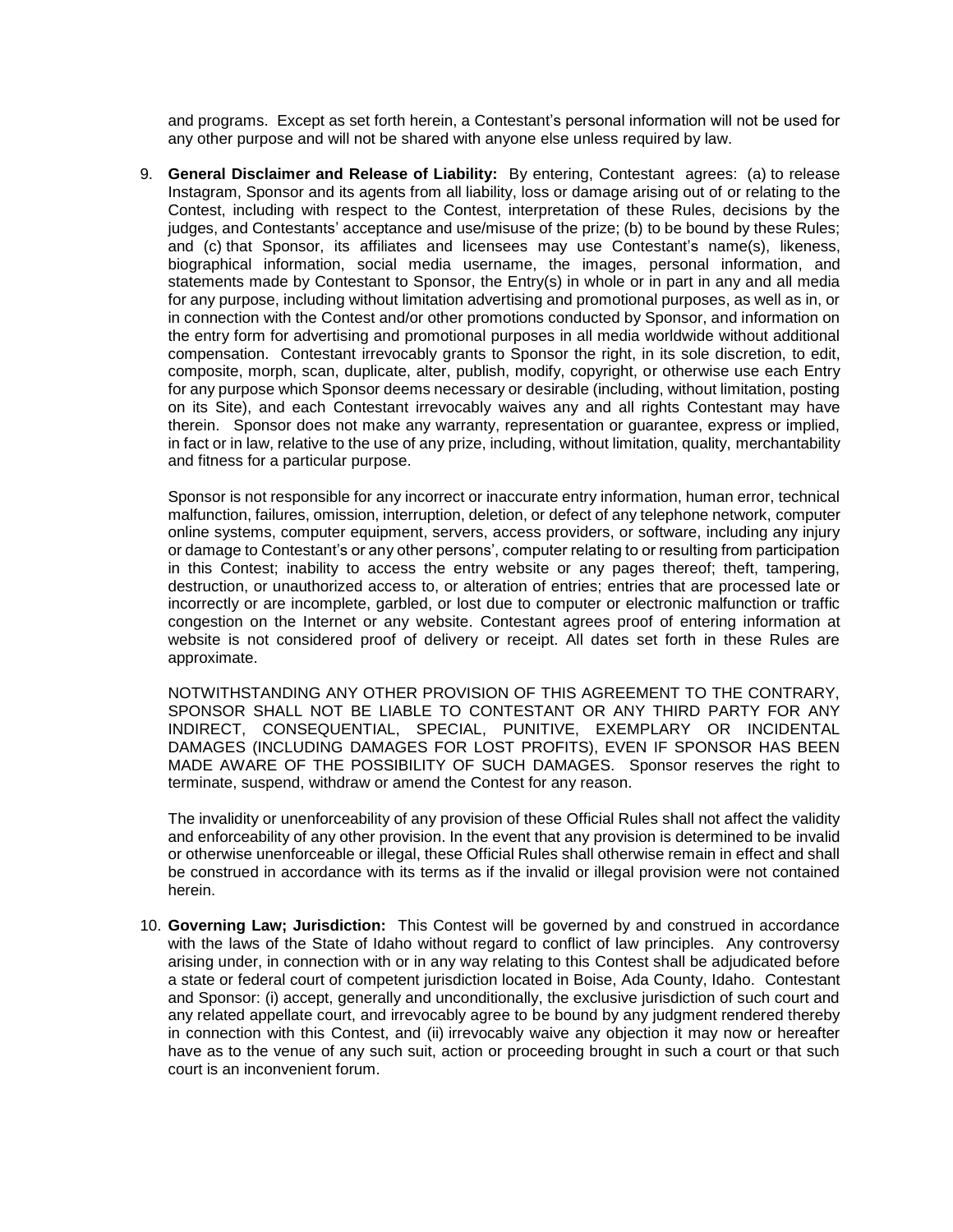and programs. Except as set forth herein, a Contestant's personal information will not be used for any other purpose and will not be shared with anyone else unless required by law.

9. **General Disclaimer and Release of Liability:** By entering, Contestant agrees: (a) to release Instagram, Sponsor and its agents from all liability, loss or damage arising out of or relating to the Contest, including with respect to the Contest, interpretation of these Rules, decisions by the judges, and Contestants' acceptance and use/misuse of the prize; (b) to be bound by these Rules; and (c) that Sponsor, its affiliates and licensees may use Contestant's name(s), likeness, biographical information, social media username, the images, personal information, and statements made by Contestant to Sponsor, the Entry(s) in whole or in part in any and all media for any purpose, including without limitation advertising and promotional purposes, as well as in, or in connection with the Contest and/or other promotions conducted by Sponsor, and information on the entry form for advertising and promotional purposes in all media worldwide without additional compensation. Contestant irrevocably grants to Sponsor the right, in its sole discretion, to edit, composite, morph, scan, duplicate, alter, publish, modify, copyright, or otherwise use each Entry for any purpose which Sponsor deems necessary or desirable (including, without limitation, posting on its Site), and each Contestant irrevocably waives any and all rights Contestant may have therein. Sponsor does not make any warranty, representation or guarantee, express or implied, in fact or in law, relative to the use of any prize, including, without limitation, quality, merchantability and fitness for a particular purpose.

   Sponsor is not responsible for any incorrect or inaccurate entry information, human error, technical malfunction, failures, omission, interruption, deletion, or defect of any telephone network, computer online systems, computer equipment, servers, access providers, or software, including any injury or damage to Contestant's or any other persons', computer relating to or resulting from participation in this Contest; inability to access the entry website or any pages thereof; theft, tampering, destruction, or unauthorized access to, or alteration of entries; entries that are processed late or incorrectly or are incomplete, garbled, or lost due to computer or electronic malfunction or traffic congestion on the Internet or any website. Contestant agrees proof of entering information at website is not considered proof of delivery or receipt. All dates set forth in these Rules are approximate.

   NOTWITHSTANDING ANY OTHER PROVISION OF THIS AGREEMENT TO THE CONTRARY, SPONSOR SHALL NOT BE LIABLE TO CONTESTANT OR ANY THIRD PARTY FOR ANY INDIRECT, CONSEQUENTIAL, SPECIAL, PUNITIVE, EXEMPLARY OR INCIDENTAL DAMAGES (INCLUDING DAMAGES FOR LOST PROFITS), EVEN IF SPONSOR HAS BEEN MADE AWARE OF THE POSSIBILITY OF SUCH DAMAGES. Sponsor reserves the right to terminate, suspend, withdraw or amend the Contest for any reason.

   The invalidity or unenforceability of any provision of these Official Rules shall not affect the validity and enforceability of any other provision. In the event that any provision is determined to be invalid or otherwise unenforceable or illegal, these Official Rules shall otherwise remain in effect and shall be construed in accordance with its terms as if the invalid or illegal provision were not contained herein.

10. **Governing Law; Jurisdiction:** This Contest will be governed by and construed in accordance with the laws of the State of Idaho without regard to conflict of law principles. Any controversy arising under, in connection with or in any way relating to this Contest shall be adjudicated before a state or federal court of competent jurisdiction located in Boise, Ada County, Idaho. Contestant and Sponsor: (i) accept, generally and unconditionally, the exclusive jurisdiction of such court and any related appellate court, and irrevocably agree to be bound by any judgment rendered thereby in connection with this Contest, and (ii) irrevocably waive any objection it may now or hereafter have as to the venue of any such suit, action or proceeding brought in such a court or that such court is an inconvenient forum.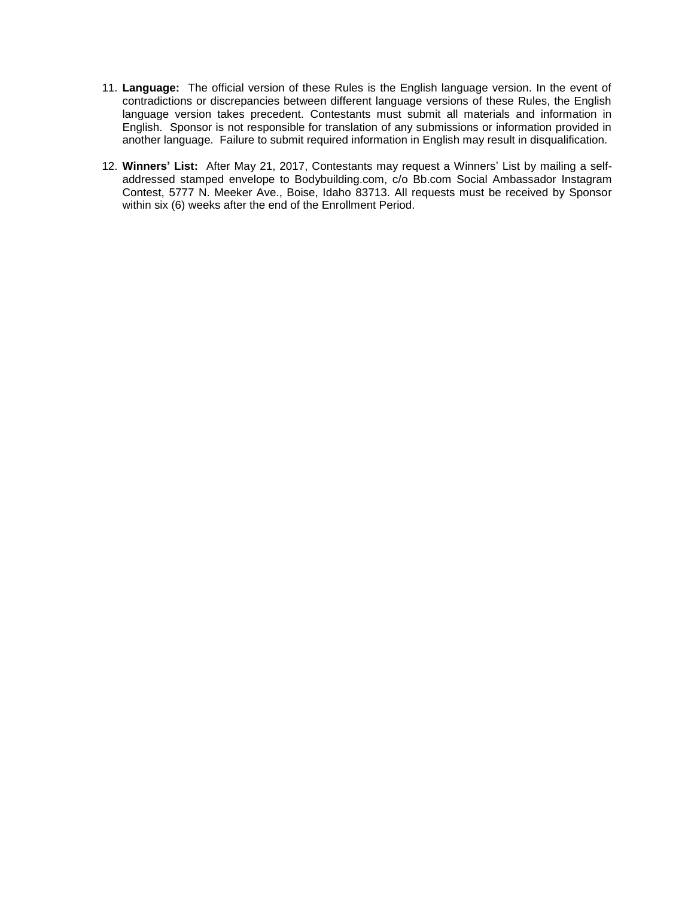11. **Language:** The official version of these Rules is the English language version. In the event of contradictions or discrepancies between different language versions of these Rules, the English language version takes precedent. Contestants must submit all materials and information in English. Sponsor is not responsible for translation of any submissions or information provided in another language. Failure to submit required information in English may result in disqualification.

12. **Winners' List:** After May 21, 2017, Contestants may request a Winners' List by mailing a self-addressed stamped envelope to Bodybuilding.com, c/o Bb.com Social Ambassador Instagram Contest, 5777 N. Meeker Ave., Boise, Idaho 83713. All requests must be received by Sponsor within six (6) weeks after the end of the Enrollment Period.